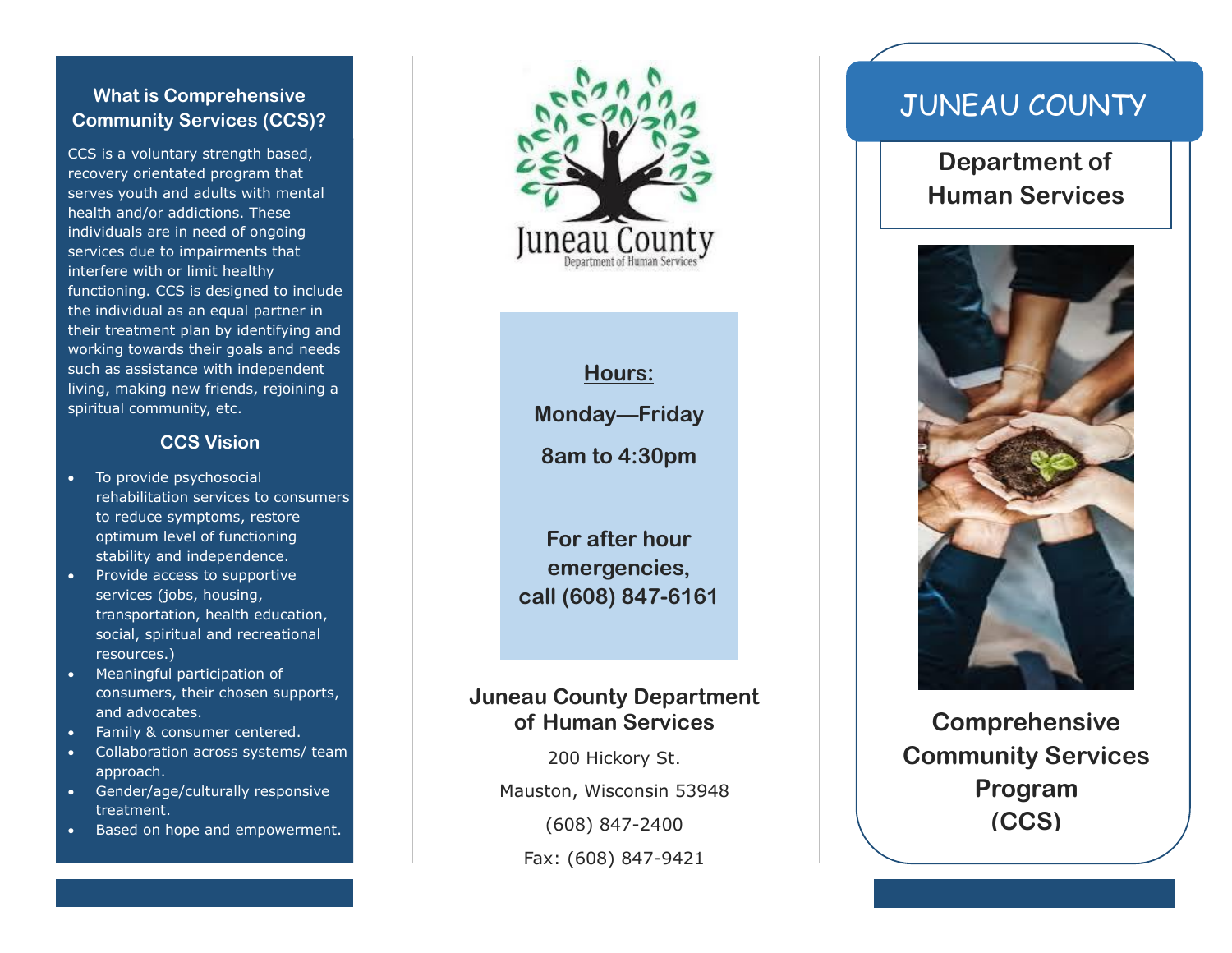## What is Comprehensive Community Services (CCS)?

CCS is a voluntary strength based, recovery orientated program that serves youth and adults with mental health and/or addictions. These individuals are in need of ongoing services due to impairments that interfere with or limit healthy functioning. CCS is designed to include the individual as an equal partner in their treatment plan by identifying and working towards their goals and needs such as assistance with independent living, making new friends, rejoining a spiritual community, etc.

## CCS Vision

- To provide psychosocial rehabilitation services to consumers to reduce symptoms, restore optimum level of functioning stability and independence.
- Provide access to supportive services (jobs, housing, transportation, health education, social, spiritual and recreational resources.)
- Meaningful participation of consumers, their chosen supports, and advocates.
- Family & consumer centered.
- Collaboration across systems/ team approach.
- Gender/age/culturally responsive treatment.
- Based on hope and empowerment.

Juneau County
Department of Human Services

**Hours:**

**Monday—Friday**

**8am to 4:30pm**

**For after hour emergencies, call (608) 847-6161**

**Juneau County Department of Human Services**

200 Hickory St.

Mauston, Wisconsin 53948

(608) 847-2400

Fax: (608) 847-9421

# JUNEAU COUNTY

## Department of Human Services

## Comprehensive Community Services Program (CCS)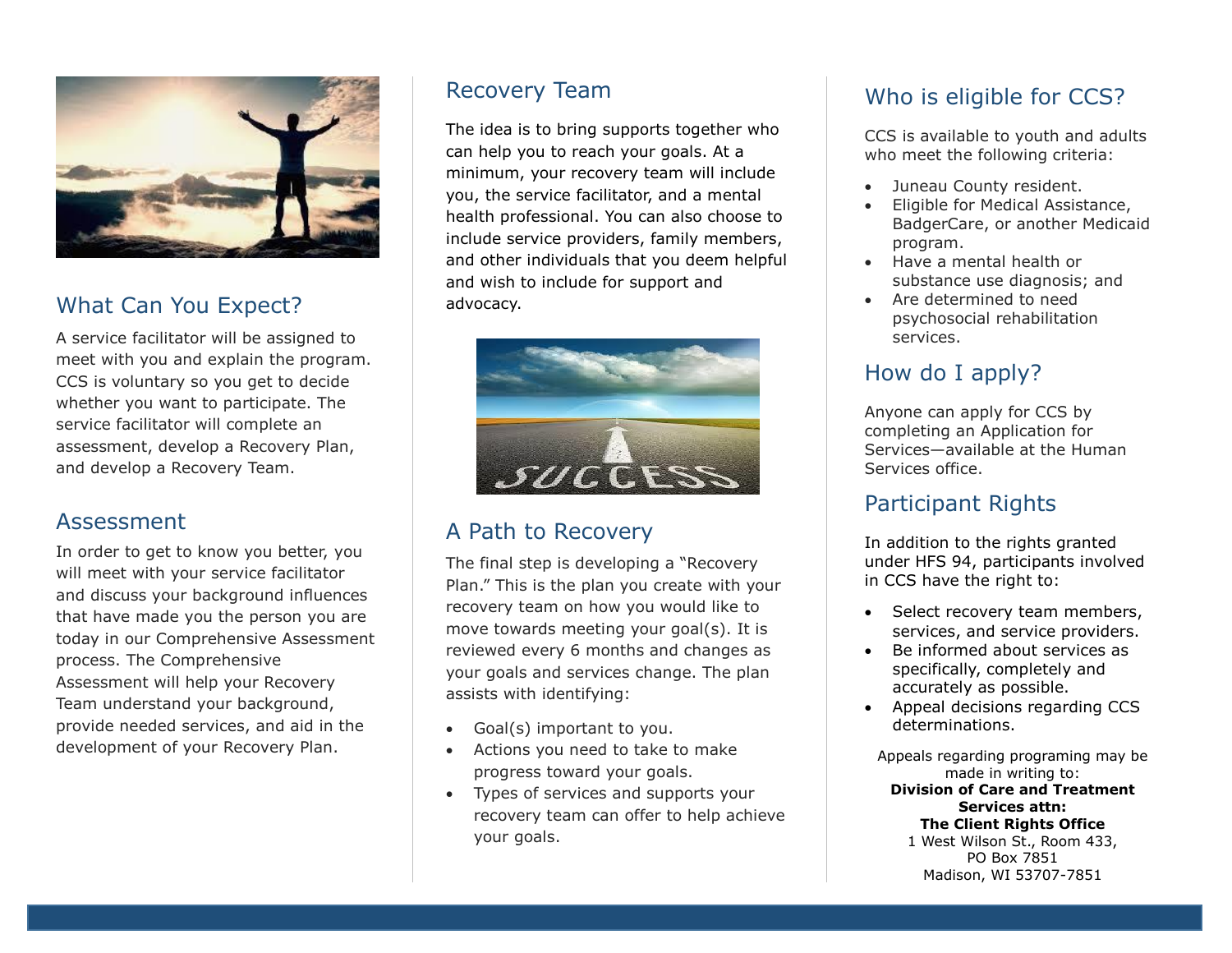## What Can You Expect?

A service facilitator will be assigned to meet with you and explain the program. CCS is voluntary so you get to decide whether you want to participate. The service facilitator will complete an assessment, develop a Recovery Plan, and develop a Recovery Team.

## Assessment

In order to get to know you better, you will meet with your service facilitator and discuss your background influences that have made you the person you are today in our Comprehensive Assessment process. The Comprehensive Assessment will help your Recovery Team understand your background, provide needed services, and aid in the development of your Recovery Plan.

## Recovery Team

The idea is to bring supports together who can help you to reach your goals. At a minimum, your recovery team will include you, the service facilitator, and a mental health professional. You can also choose to include service providers, family members, and other individuals that you deem helpful and wish to include for support and advocacy.

## A Path to Recovery

The final step is developing a "Recovery Plan." This is the plan you create with your recovery team on how you would like to move towards meeting your goal(s). It is reviewed every 6 months and changes as your goals and services change. The plan assists with identifying:

- Goal(s) important to you.
- Actions you need to take to make progress toward your goals.
- Types of services and supports your recovery team can offer to help achieve your goals.

## Who is eligible for CCS?

CCS is available to youth and adults who meet the following criteria:

- Juneau County resident.
- Eligible for Medical Assistance, BadgerCare, or another Medicaid program.
- Have a mental health or substance use diagnosis; and
- Are determined to need psychosocial rehabilitation services.

## How do I apply?

Anyone can apply for CCS by completing an Application for Services—available at the Human Services office.

## Participant Rights

In addition to the rights granted under HFS 94, participants involved in CCS have the right to:

- Select recovery team members, services, and service providers.
- Be informed about services as specifically, completely and accurately as possible.
- Appeal decisions regarding CCS determinations.

Appeals regarding programing may be made in writing to:
**Division of Care and Treatment Services attn:**
**The Client Rights Office**
1 West Wilson St., Room 433,
PO Box 7851
Madison, WI 53707-7851